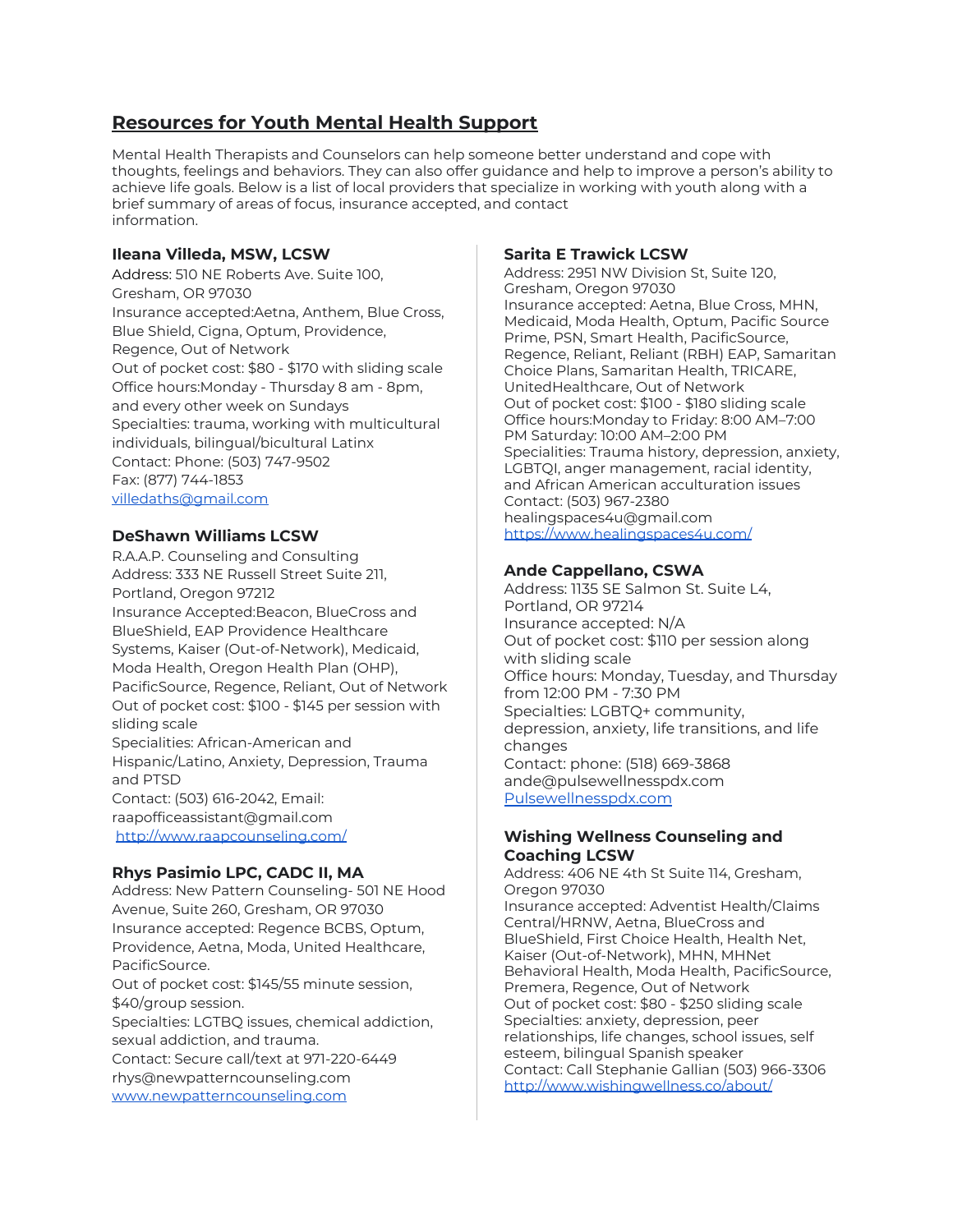## Resources for Youth Mental Health Support

Mental Health Therapists and Counselors can help someone better understand and cope with thoughts, feelings and behaviors. They can also offer guidance and help to improve a person's ability to achieve life goals. Below is a list of local providers that specialize in working with youth along with a brief summary of areas of focus, insurance accepted, and contact information.

### Ileana Villeda, MSW, LCSW

Address: 510 NE Roberts Ave. Suite 100, Gresham, OR 97030
Insurance accepted:Aetna, Anthem, Blue Cross, Blue Shield, Cigna, Optum, Providence, Regence, Out of Network
Out of pocket cost: $80 - $170 with sliding scale
Office hours:Monday - Thursday 8 am - 8pm, and every other week on Sundays
Specialties: trauma, working with multicultural individuals, bilingual/bicultural Latinx
Contact: Phone: (503) 747-9502
Fax: (877) 744-1853
villedaths@gmail.com

### DeShawn Williams LCSW

R.A.A.P. Counseling and Consulting
Address: 333 NE Russell Street Suite 211, Portland, Oregon 97212
Insurance Accepted:Beacon, BlueCross and BlueShield, EAP Providence Healthcare Systems, Kaiser (Out-of-Network), Medicaid, Moda Health, Oregon Health Plan (OHP), PacificSource, Regence, Reliant, Out of Network
Out of pocket cost: $100 - $145 per session with sliding scale
Specialities: African-American and Hispanic/Latino, Anxiety, Depression, Trauma and PTSD
Contact: (503) 616-2042, Email: raapofficeassistant@gmail.com
http://www.raapcounseling.com/

### Rhys Pasimio LPC, CADC II, MA

Address: New Pattern Counseling- 501 NE Hood Avenue, Suite 260, Gresham, OR 97030
Insurance accepted: Regence BCBS, Optum, Providence, Aetna, Moda, United Healthcare, PacificSource.
Out of pocket cost: $145/55 minute session, $40/group session.
Specialties: LGTBQ issues, chemical addiction, sexual addiction, and trauma.
Contact: Secure call/text at 971-220-6449
rhys@newpatterncounseling.com
www.newpatterncounseling.com

### Sarita E Trawick LCSW

Address: 2951 NW Division St, Suite 120, Gresham, Oregon 97030
Insurance accepted: Aetna, Blue Cross, MHN, Medicaid, Moda Health, Optum, Pacific Source Prime, PSN, Smart Health, PacificSource, Regence, Reliant, Reliant (RBH) EAP, Samaritan Choice Plans, Samaritan Health, TRICARE, UnitedHealthcare, Out of Network
Out of pocket cost: $100 - $180 sliding scale
Office hours:Monday to Friday: 8:00 AM–7:00 PM Saturday: 10:00 AM–2:00 PM
Specialities: Trauma history, depression, anxiety, LGBTQI, anger management, racial identity, and African American acculturation issues
Contact: (503) 967-2380
healingspaces4u@gmail.com
https://www.healingspaces4u.com/

### Ande Cappellano, CSWA

Address: 1135 SE Salmon St. Suite L4, Portland, OR 97214
Insurance accepted: N/A
Out of pocket cost: $110 per session along with sliding scale
Office hours: Monday, Tuesday, and Thursday from 12:00 PM - 7:30 PM
Specialties: LGBTQ+ community, depression, anxiety, life transitions, and life changes
Contact: phone: (518) 669-3868
ande@pulsewellnesspdx.com
Pulsewellnesspdx.com

### Wishing Wellness Counseling and Coaching LCSW

Address: 406 NE 4th St Suite 114, Gresham, Oregon 97030
Insurance accepted: Adventist Health/Claims Central/HRNW, Aetna, BlueCross and BlueShield, First Choice Health, Health Net, Kaiser (Out-of-Network), MHN, MHNet Behavioral Health, Moda Health, PacificSource, Premera, Regence, Out of Network
Out of pocket cost: $80 - $250 sliding scale
Specialties: anxiety, depression, peer relationships, life changes, school issues, self esteem, bilingual Spanish speaker
Contact: Call Stephanie Gallian (503) 966-3306
http://www.wishingwellness.co/about/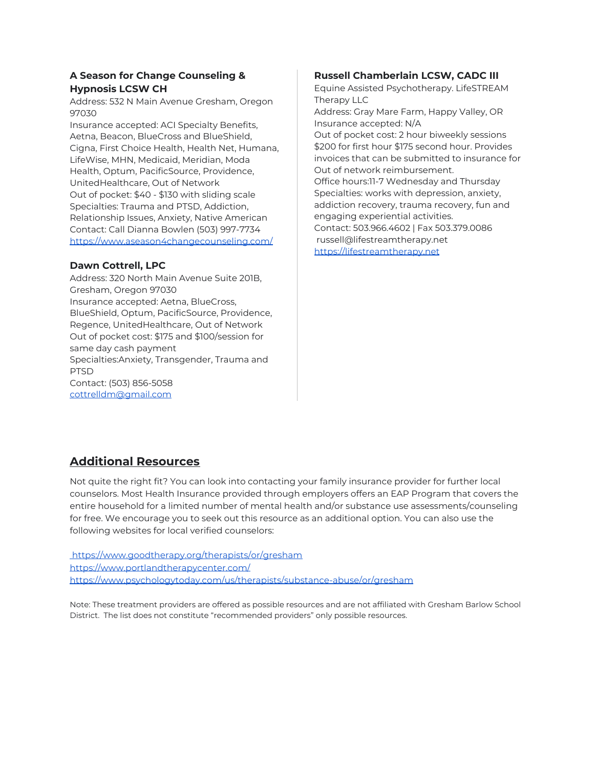### A Season for Change Counseling & Hypnosis LCSW CH

Address: 532 N Main Avenue Gresham, Oregon 97030
Insurance accepted: ACI Specialty Benefits, Aetna, Beacon, BlueCross and BlueShield, Cigna, First Choice Health, Health Net, Humana, LifeWise, MHN, Medicaid, Meridian, Moda Health, Optum, PacificSource, Providence, UnitedHealthcare, Out of Network
Out of pocket: $40 - $130 with sliding scale
Specialties: Trauma and PTSD, Addiction, Relationship Issues, Anxiety, Native American
Contact: Call Dianna Bowlen (503) 997-7734
https://www.aseason4changecounseling.com/

### Dawn Cottrell, LPC

Address: 320 North Main Avenue Suite 201B, Gresham, Oregon 97030
Insurance accepted: Aetna, BlueCross, BlueShield, Optum, PacificSource, Providence, Regence, UnitedHealthcare, Out of Network
Out of pocket cost: $175 and $100/session for same day cash payment
Specialties:Anxiety, Transgender, Trauma and PTSD
Contact: (503) 856-5058
cottrelldm@gmail.com

### Russell Chamberlain LCSW, CADC III

Equine Assisted Psychotherapy. LifeSTREAM Therapy LLC
Address: Gray Mare Farm, Happy Valley, OR
Insurance accepted: N/A
Out of pocket cost: 2 hour biweekly sessions $200 for first hour $175 second hour. Provides invoices that can be submitted to insurance for Out of network reimbursement.
Office hours:11-7 Wednesday and Thursday
Specialties: works with depression, anxiety, addiction recovery, trauma recovery, fun and engaging experiential activities.
Contact: 503.966.4602 | Fax 503.379.0086
russell@lifestreamtherapy.net
https://lifestreamtherapy.net

## Additional Resources

Not quite the right fit? You can look into contacting your family insurance provider for further local counselors. Most Health Insurance provided through employers offers an EAP Program that covers the entire household for a limited number of mental health and/or substance use assessments/counseling for free. We encourage you to seek out this resource as an additional option. You can also use the following websites for local verified counselors:

https://www.goodtherapy.org/therapists/or/gresham
https://www.portlandtherapycenter.com/
https://www.psychologytoday.com/us/therapists/substance-abuse/or/gresham

Note: These treatment providers are offered as possible resources and are not affiliated with Gresham Barlow School District. The list does not constitute "recommended providers" only possible resources.